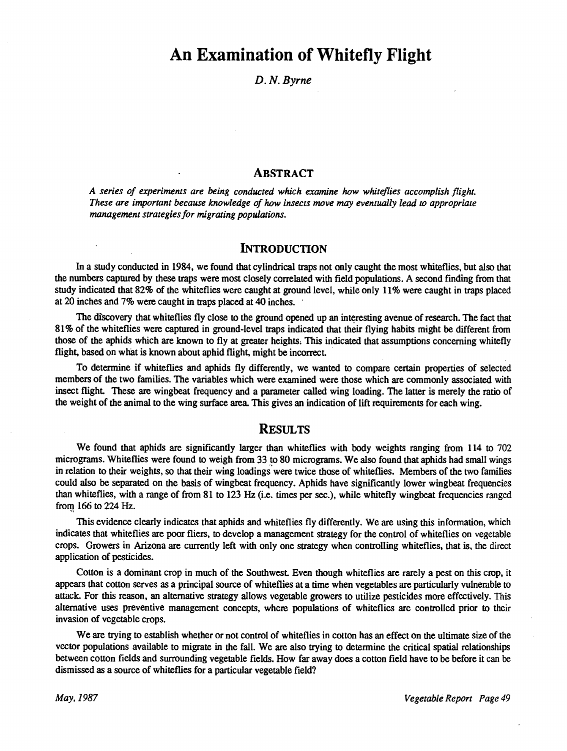# An Examination of Whitefly Flight

*D. N. Byrne*

## ABSTRACT

*A series of experiments are being conducted which examine how whiteflies accomplish flight. These are important because knowledge of how insects move may eventually lead to appropriate management strategies for migrating populations.*

## INTRODUCTION

In a study conducted in 1984, we found that cylindrical traps not only caught the most whiteflies, but also that the numbers captured by these traps were most closely correlated with field populations. A second finding from that study indicated that 82% of the whiteflies were caught at ground level, while only 11% were caught in traps placed at 20 inches and 7% were caught in traps placed at 40 inches.

The discovery that whiteflies fly close to the ground opened up an interesting avenue of research. The fact that 81% of the whiteflies were captured in ground-level traps indicated that their flying habits might be different from those of the aphids which are known to fly at greater heights. This indicated that assumptions concerning whitefly flight, based on what is known about aphid flight, might be incorrect.

To determine if whiteflies and aphids fly differently, we wanted to compare certain properties of selected members of the two families. The variables which were examined were those which are commonly associated with insect flight. These are wingbeat frequency and a parameter called wing loading. The latter is merely the ratio of the weight of the animal to the wing surface area. This gives an indication of lift requirements for each wing.

## RESULTS

We found that aphids are significantly larger than whiteflies with body weights ranging from 114 to 702 micrograms. Whiteflies were found to weigh from 33 to 80 micrograms. We also found that aphids had small wings in relation to their weights, so that their wing loadings were twice those of whiteflies. Members of the two families could also be separated on the basis of wingbeat frequency. Aphids have significantly lower wingbeat frequencies than whiteflies, with a range of from 81 to 123 Hz (i.e. times per sec.), while whitefly wingbeat frequencies ranged from 166 to 224 Hz.

This evidence clearly indicates that aphids and whiteflies fly differently. We are using this information, which indicates that whiteflies are poor fliers, to develop a management strategy for the control of whiteflies on vegetable crops. Growers in Arizona are currently left with only one strategy when controlling whiteflies, that is, the direct application of pesticides.

Cotton is a dominant crop in much of the Southwest. Even though whiteflies are rarely a pest on this crop, it appears that cotton serves as a principal source of whiteflies at a time when vegetables are particularly vulnerable to attack. For this reason, an alternative strategy allows vegetable growers to utilize pesticides more effectively. This alternative uses preventive management concepts, where populations of whiteflies are controlled prior to their invasion of vegetable crops.

We are trying to establish whether or not control of whiteflies in cotton has an effect on the ultimate size of the vector populations available to migrate in the fall. We are also trying to determine the critical spatial relationships between cotton fields and surrounding vegetable fields. How far away does a cotton field have to be before it can be dismissed as a source of whiteflies for a particular vegetable field?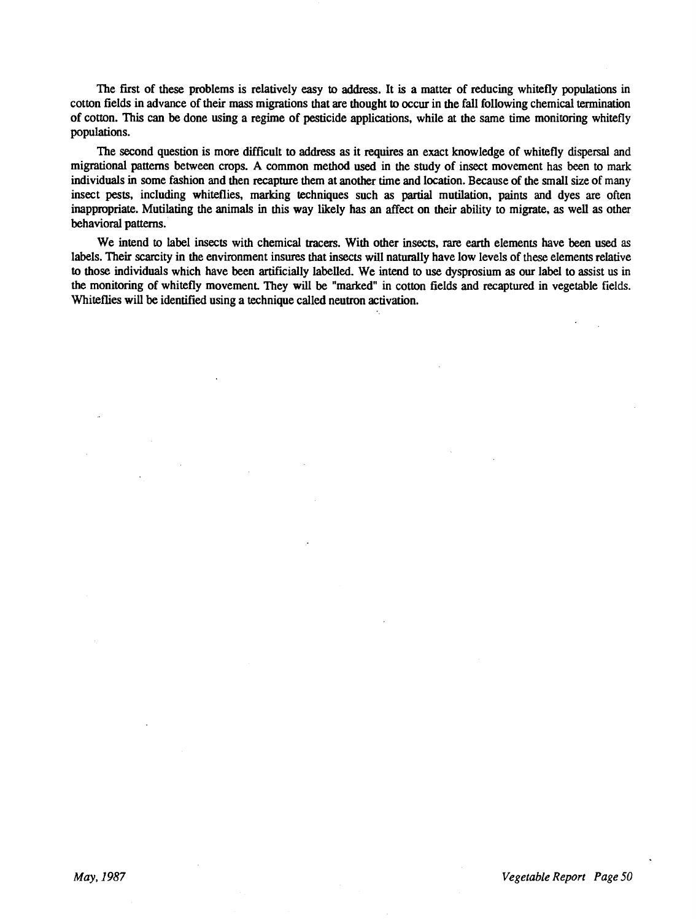The first of these problems is relatively easy to address. It is a matter of reducing whitefly populations in cotton fields in advance of their mass migrations that are thought to occur in the fall following chemical termination of cotton. This can be done using a regime of pesticide applications, while at the same time monitoring whitefly populations.

The second question is more difficult to address as it requires an exact knowledge of whitefly dispersal and migrational patterns between crops. A common method used in the study of insect movement has been to mark individuals in some fashion and then recapture them at another time and location. Because of the small size of many insect pests, including whiteflies, marking techniques such as partial mutilation, paints and dyes are often inappropriate. Mutilating the animals in this way likely has an affect on their ability to migrate, as well as other behavioral patterns.

We intend to label insects with chemical tracers. With other insects, rare earth elements have been used as labels. Their scarcity in the environment insures that insects will naturally have low levels of these elements relative to those individuals which have been artificially labelled. We intend to use dysprosium as our label to assist us in the monitoring of whitefly movement. They will be "marked" in cotton fields and recaptured in vegetable fields. Whiteflies will be identified using a technique called neutron activation.